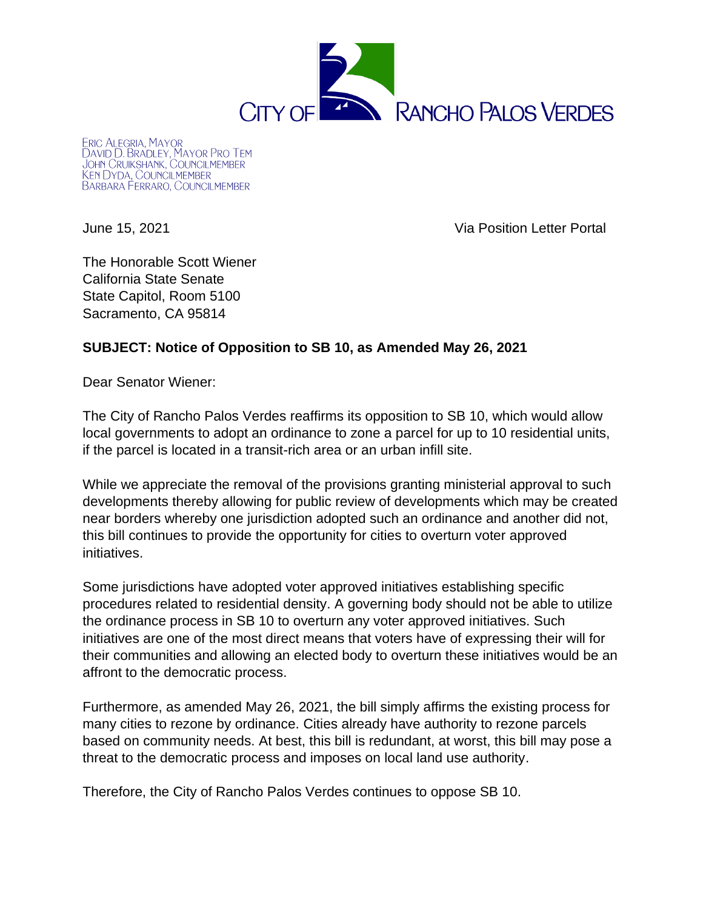CITY OF RANCHO PALOS VERDES

ERIC ALEGRIA, MAYOR
DAVID D. BRADLEY, MAYOR PRO TEM
JOHN CRUIKSHANK, COUNCILMEMBER
KEN DYDA, COUNCILMEMBER
BARBARA FERRARO, COUNCILMEMBER

June 15, 2021 Via Position Letter Portal

The Honorable Scott Wiener
California State Senate
State Capitol, Room 5100
Sacramento, CA 95814

**SUBJECT: Notice of Opposition to SB 10, as Amended May 26, 2021**

Dear Senator Wiener:

The City of Rancho Palos Verdes reaffirms its opposition to SB 10, which would allow local governments to adopt an ordinance to zone a parcel for up to 10 residential units, if the parcel is located in a transit-rich area or an urban infill site.

While we appreciate the removal of the provisions granting ministerial approval to such developments thereby allowing for public review of developments which may be created near borders whereby one jurisdiction adopted such an ordinance and another did not, this bill continues to provide the opportunity for cities to overturn voter approved initiatives.

Some jurisdictions have adopted voter approved initiatives establishing specific procedures related to residential density. A governing body should not be able to utilize the ordinance process in SB 10 to overturn any voter approved initiatives. Such initiatives are one of the most direct means that voters have of expressing their will for their communities and allowing an elected body to overturn these initiatives would be an affront to the democratic process.

Furthermore, as amended May 26, 2021, the bill simply affirms the existing process for many cities to rezone by ordinance. Cities already have authority to rezone parcels based on community needs. At best, this bill is redundant, at worst, this bill may pose a threat to the democratic process and imposes on local land use authority.

Therefore, the City of Rancho Palos Verdes continues to oppose SB 10.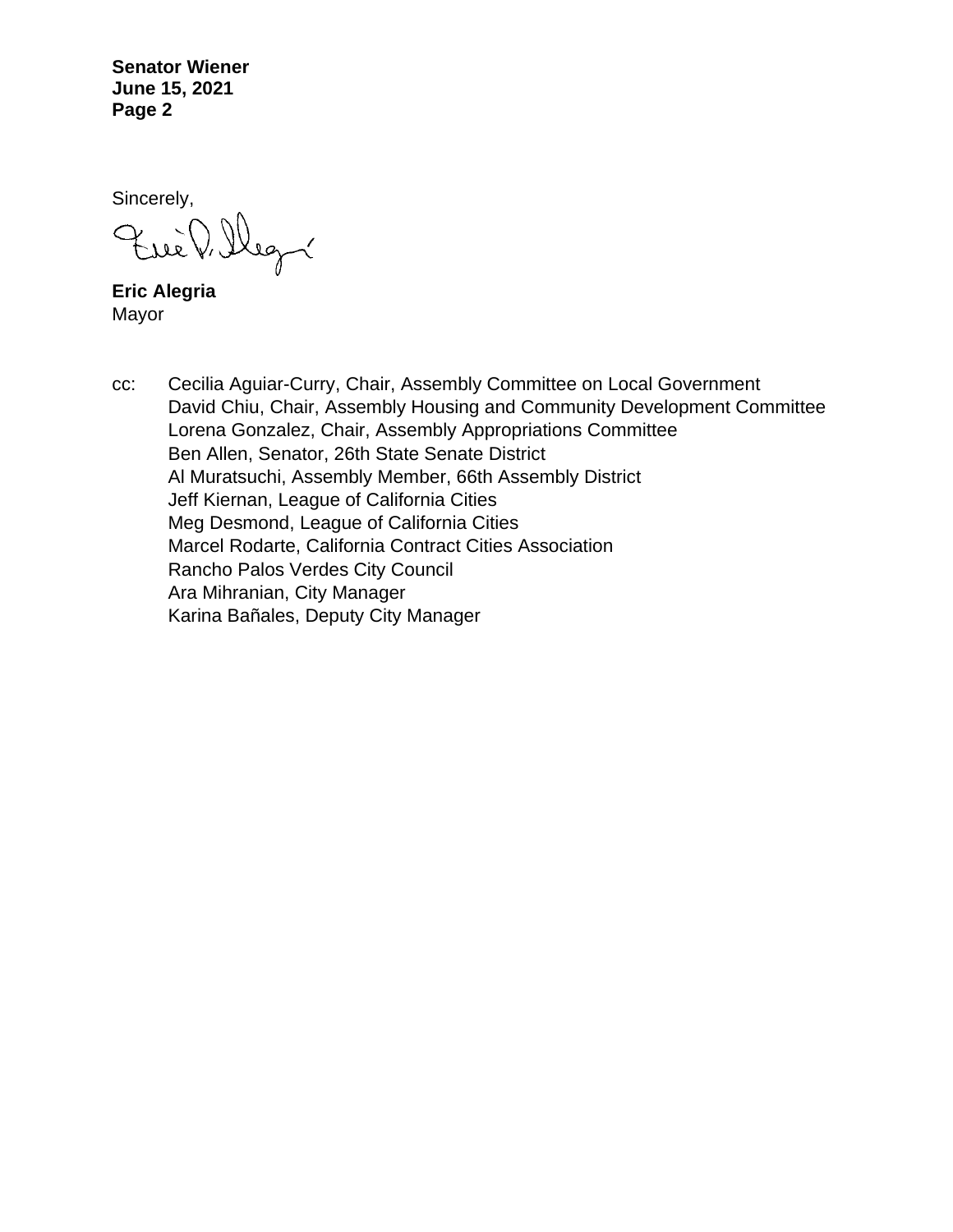Sincerely,

**Eric Alegria**
Mayor

cc: Cecilia Aguiar-Curry, Chair, Assembly Committee on Local Government
David Chiu, Chair, Assembly Housing and Community Development Committee
Lorena Gonzalez, Chair, Assembly Appropriations Committee
Ben Allen, Senator, 26th State Senate District
Al Muratsuchi, Assembly Member, 66th Assembly District
Jeff Kiernan, League of California Cities
Meg Desmond, League of California Cities
Marcel Rodarte, California Contract Cities Association
Rancho Palos Verdes City Council
Ara Mihranian, City Manager
Karina Bañales, Deputy City Manager